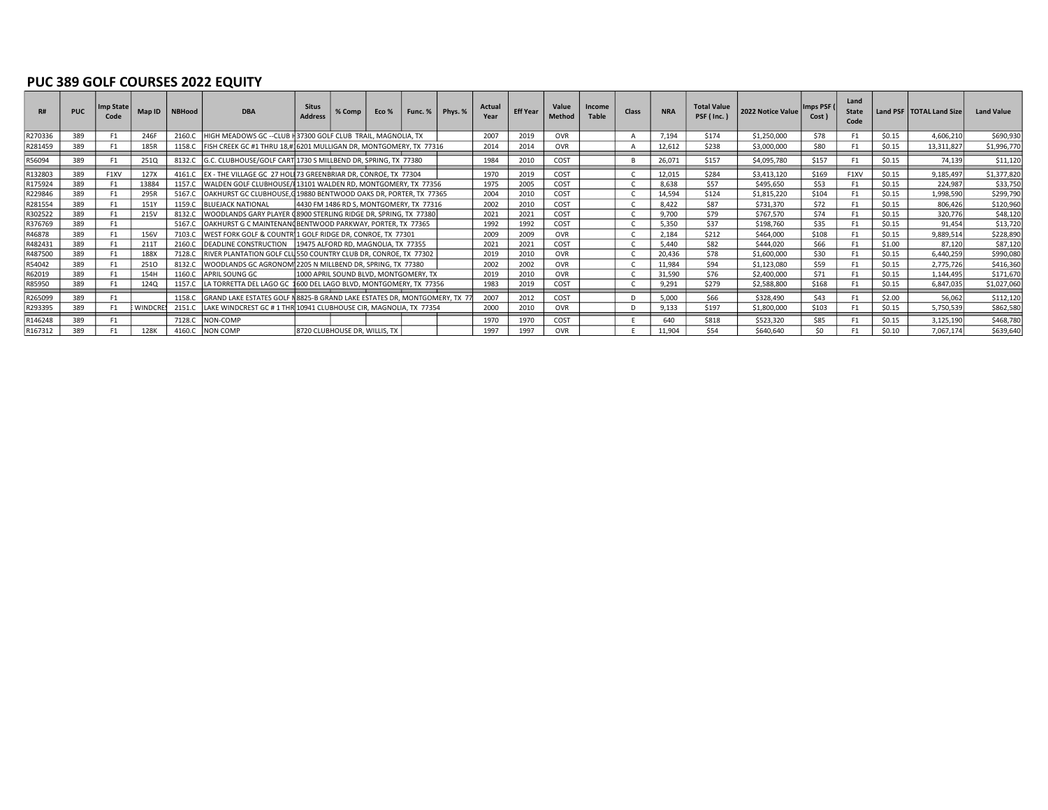## PUC 389 GOLF COURSES 2022 EQUITY

| R# | PUC | Imp State Code | Map ID | NBHood | DBA | Situs Address | % Comp | Eco % | Func. % | Phys. % | Actual Year | Eff Year | Value Method | Income Table | Class | NRA | Total Value PSF ( Inc. ) | 2022 Notice Value | Imps PSF ( Cost ) | Land State Code | Land PSF | TOTAL Land Size | Land Value |
|---|---|---|---|---|---|---|---|---|---|---|---|---|---|---|---|---|---|---|---|---|---|---|---|
| R270336 | 389 | F1 | 246F | 2160.C | HIGH MEADOWS GC --CLUB H | 37300 GOLF CLUB TRAIL, MAGNOLIA, TX | | | | | 2007 | 2019 | OVR | | A | 7,194 | $174 | $1,250,000 | $78 | F1 | $0.15 | 4,606,210 | $690,930 |
| R281459 | 389 | F1 | 185R | 1158.C | FISH CREEK GC #1 THRU 18,# | 6201 MULLIGAN DR, MONTGOMERY, TX 77316 | | | | | 2014 | 2014 | OVR | | A | 12,612 | $238 | $3,000,000 | $80 | F1 | $0.15 | 13,311,827 | $1,996,770 |
| R56094 | 389 | F1 | 251Q | 8132.C | G.C. CLUBHOUSE/GOLF CART | 1730 S MILLBEND DR, SPRING, TX 77380 | | | | | 1984 | 2010 | COST | | B | 26,071 | $157 | $4,095,780 | $157 | F1 | $0.15 | 74,139 | $11,120 |
| R132803 | 389 | F1XV | 127X | 4161.C | EX - THE VILLAGE GC 27 HOL | 73 GREENBRIAR DR, CONROE, TX 77304 | | | | | 1970 | 2019 | COST | | C | 12,015 | $284 | $3,413,120 | $169 | F1XV | $0.15 | 9,185,497 | $1,377,820 |
| R175924 | 389 | F1 | 13884 | 1157.C | WALDEN GOLF CLUBHOUSE/I | 13101 WALDEN RD, MONTGOMERY, TX 77356 | | | | | 1975 | 2005 | COST | | C | 8,638 | $57 | $495,650 | $53 | F1 | $0.15 | 224,987 | $33,750 |
| R229846 | 389 | F1 | 295R | 5167.C | OAKHURST GC CLUBHOUSE,G | 19880 BENTWOOD OAKS DR, PORTER, TX 77365 | | | | | 2004 | 2010 | COST | | C | 14,594 | $124 | $1,815,220 | $104 | F1 | $0.15 | 1,998,590 | $299,790 |
| R281554 | 389 | F1 | 151Y | 1159.C | BLUEJACK NATIONAL | 4430 FM 1486 RD S, MONTGOMERY, TX 77316 | | | | | 2002 | 2010 | COST | | C | 8,422 | $87 | $731,370 | $72 | F1 | $0.15 | 806,426 | $120,960 |
| R302522 | 389 | F1 | 215V | 8132.C | WOODLANDS GARY PLAYER G | 8900 STERLING RIDGE DR, SPRING, TX 77380 | | | | | 2021 | 2021 | COST | | C | 9,700 | $79 | $767,570 | $74 | F1 | $0.15 | 320,776 | $48,120 |
| R376769 | 389 | F1 | | 5167.C | OAKHURST G C MAINTENANC | BENTWOOD PARKWAY, PORTER, TX 77365 | | | | | 1992 | 1992 | COST | | C | 5,350 | $37 | $198,760 | $35 | F1 | $0.15 | 91,454 | $13,720 |
| R46878 | 389 | F1 | 156V | 7103.C | WEST FORK GOLF & COUNTR | 1 GOLF RIDGE DR, CONROE, TX 77301 | | | | | 2009 | 2009 | OVR | | C | 2,184 | $212 | $464,000 | $108 | F1 | $0.15 | 9,889,514 | $228,890 |
| R482431 | 389 | F1 | 211T | 2160.C | DEADLINE CONSTRUCTION | 19475 ALFORD RD, MAGNOLIA, TX 77355 | | | | | 2021 | 2021 | COST | | C | 5,440 | $82 | $444,020 | $66 | F1 | $1.00 | 87,120 | $87,120 |
| R487500 | 389 | F1 | 188X | 7128.C | RIVER PLANTATION GOLF CLU | 550 COUNTRY CLUB DR, CONROE, TX 77302 | | | | | 2019 | 2010 | OVR | | C | 20,436 | $78 | $1,600,000 | $30 | F1 | $0.15 | 6,440,259 | $990,080 |
| R54042 | 389 | F1 | 251O | 8132.C | WOODLANDS GC AGRONOM | 2205 N MILLBEND DR, SPRING, TX 77380 | | | | | 2002 | 2002 | OVR | | C | 11,984 | $94 | $1,123,080 | $59 | F1 | $0.15 | 2,775,726 | $416,360 |
| R62019 | 389 | F1 | 154H | 1160.C | APRIL SOUNG GC | 1000 APRIL SOUND BLVD, MONTGOMERY, TX | | | | | 2019 | 2010 | OVR | | C | 31,590 | $76 | $2,400,000 | $71 | F1 | $0.15 | 1,144,495 | $171,670 |
| R85950 | 389 | F1 | 124Q | 1157.C | LA TORRETTA DEL LAGO GC 1 | 600 DEL LAGO BLVD, MONTGOMERY, TX 77356 | | | | | 1983 | 2019 | COST | | C | 9,291 | $279 | $2,588,800 | $168 | F1 | $0.15 | 6,847,035 | $1,027,060 |
| R265099 | 389 | F1 | | 1158.C | GRAND LAKE ESTATES GOLF N | 8825-B GRAND LAKE ESTATES DR, MONTGOMERY, TX 77 | | | | | 2007 | 2012 | COST | | D | 5,000 | $66 | $328,490 | $43 | F1 | $2.00 | 56,062 | $112,120 |
| R293395 | 389 | F1 | E WINDCRES | 2151.C | LAKE WINDCREST GC # 1 THR | 10941 CLUBHOUSE CIR, MAGNOLIA, TX 77354 | | | | | 2000 | 2010 | OVR | | D | 9,133 | $197 | $1,800,000 | $103 | F1 | $0.15 | 5,750,539 | $862,580 |
| R146248 | 389 | F1 | | 7128.C | NON-COMP | | | | | | 1970 | 1970 | COST | | E | 640 | $818 | $523,320 | $85 | F1 | $0.15 | 3,125,190 | $468,780 |
| R167312 | 389 | F1 | 128K | 4160.C | NON COMP | 8720 CLUBHOUSE DR, WILLIS, TX | | | | | 1997 | 1997 | OVR | | E | 11,904 | $54 | $640,640 | $0 | F1 | $0.10 | 7,067,174 | $639,640 |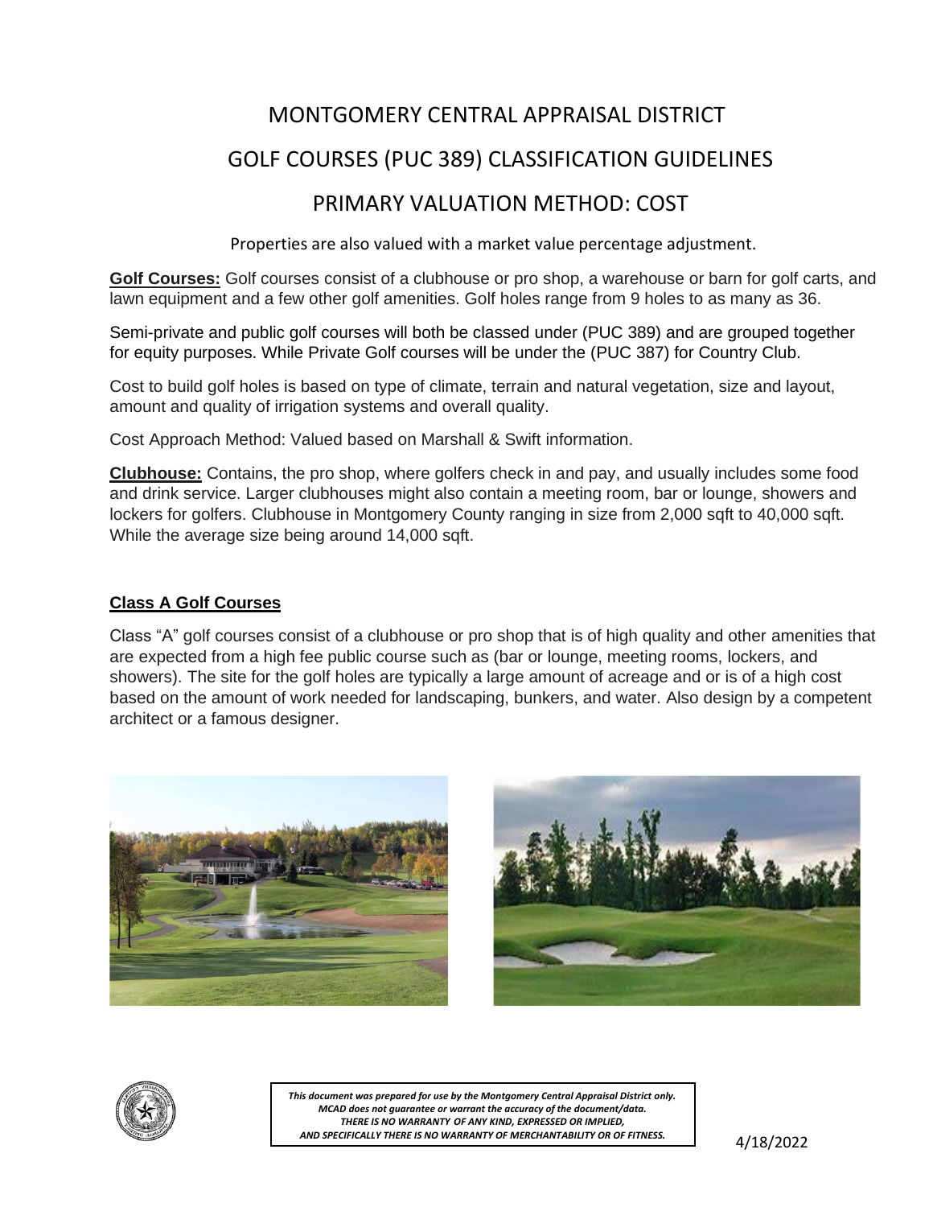# MONTGOMERY CENTRAL APPRAISAL DISTRICT

# GOLF COURSES (PUC 389) CLASSIFICATION GUIDELINES

# PRIMARY VALUATION METHOD: COST

Properties are also valued with a market value percentage adjustment.

**Golf Courses:** Golf courses consist of a clubhouse or pro shop, a warehouse or barn for golf carts, and lawn equipment and a few other golf amenities. Golf holes range from 9 holes to as many as 36.

Semi-private and public golf courses will both be classed under (PUC 389) and are grouped together for equity purposes. While Private Golf courses will be under the (PUC 387) for Country Club.

Cost to build golf holes is based on type of climate, terrain and natural vegetation, size and layout, amount and quality of irrigation systems and overall quality.

Cost Approach Method: Valued based on Marshall & Swift information.

**Clubhouse:** Contains, the pro shop, where golfers check in and pay, and usually includes some food and drink service. Larger clubhouses might also contain a meeting room, bar or lounge, showers and lockers for golfers. Clubhouse in Montgomery County ranging in size from 2,000 sqft to 40,000 sqft. While the average size being around 14,000 sqft.

## Class A Golf Courses

Class "A" golf courses consist of a clubhouse or pro shop that is of high quality and other amenities that are expected from a high fee public course such as (bar or lounge, meeting rooms, lockers, and showers). The site for the golf holes are typically a large amount of acreage and or is of a high cost based on the amount of work needed for landscaping, bunkers, and water. Also design by a competent architect or a famous designer.

*This document was prepared for use by the Montgomery Central Appraisal District only. MCAD does not guarantee or warrant the accuracy of the document/data. THERE IS NO WARRANTY OF ANY KIND, EXPRESSED OR IMPLIED, AND SPECIFICALLY THERE IS NO WARRANTY OF MERCHANTABILITY OR OF FITNESS.*

4/18/2022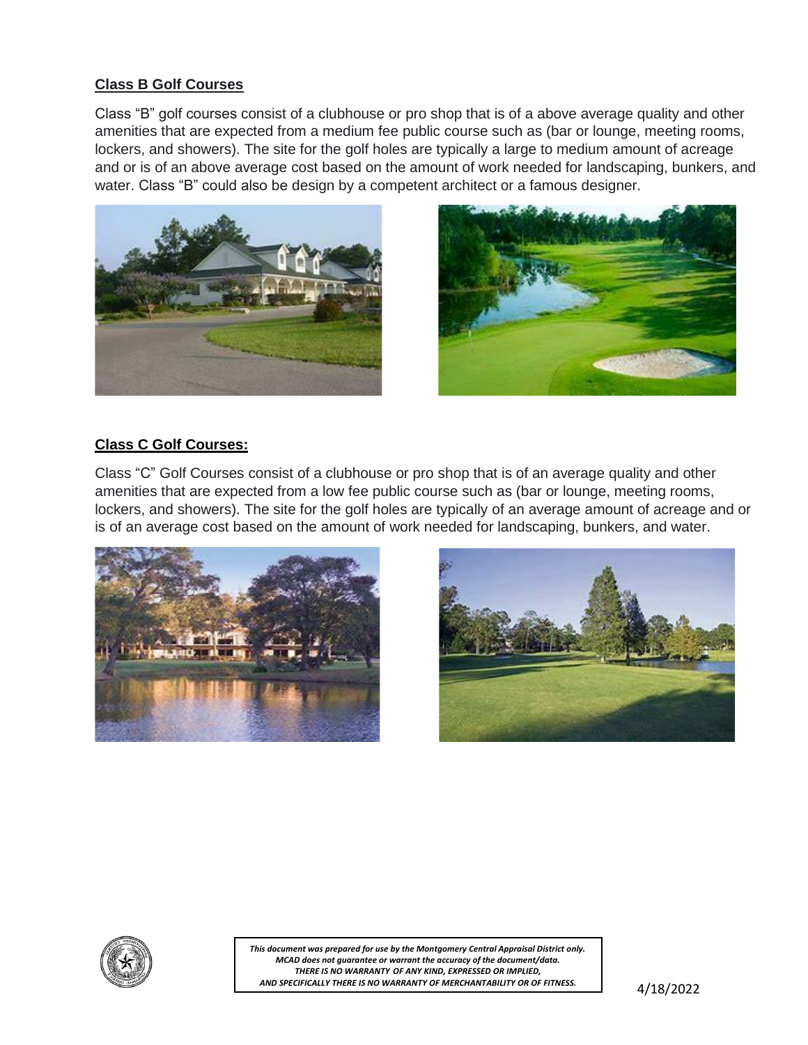## Class B Golf Courses

Class "B" golf courses consist of a clubhouse or pro shop that is of a above average quality and other amenities that are expected from a medium fee public course such as (bar or lounge, meeting rooms, lockers, and showers). The site for the golf holes are typically a large to medium amount of acreage and or is of an above average cost based on the amount of work needed for landscaping, bunkers, and water. Class "B" could also be design by a competent architect or a famous designer.

## Class C Golf Courses:

Class "C" Golf Courses consist of a clubhouse or pro shop that is of an average quality and other amenities that are expected from a low fee public course such as (bar or lounge, meeting rooms, lockers, and showers). The site for the golf holes are typically of an average amount of acreage and or is of an average cost based on the amount of work needed for landscaping, bunkers, and water.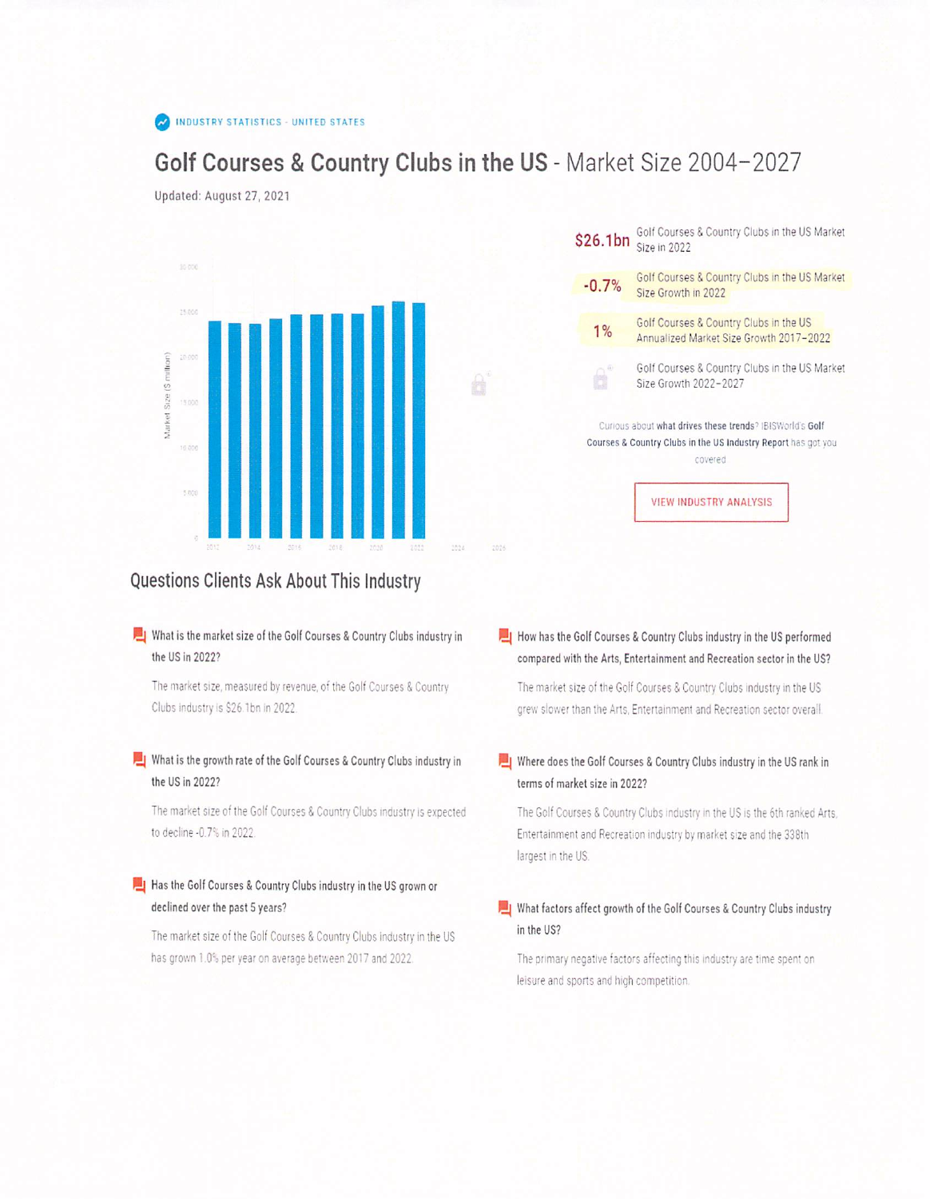INDUSTRY STATISTICS - UNITED STATES

# Golf Courses & Country Clubs in the US - Market Size 2004–2027

Updated: August 27, 2021

Market Size ($ million)

30,000
25,000
20,000
15,000
10,000
5,000
0

2012 2014 2016 2018 2020 2022 2024 2026

**$26.1bn** Golf Courses & Country Clubs in the US Market Size in 2022

**-0.7%** Golf Courses & Country Clubs in the US Market Size Growth in 2022

**1%** Golf Courses & Country Clubs in the US Annualized Market Size Growth 2017–2022

Golf Courses & Country Clubs in the US Market Size Growth 2022–2027

Curious about **what drives these trends**? IBISWorld's **Golf Courses & Country Clubs in the US Industry Report** has got you covered

VIEW INDUSTRY ANALYSIS

## Questions Clients Ask About This Industry

**What is the market size of the Golf Courses & Country Clubs industry in the US in 2022?**

The market size, measured by revenue, of the Golf Courses & Country Clubs industry is $26.1bn in 2022.

**What is the growth rate of the Golf Courses & Country Clubs industry in the US in 2022?**

The market size of the Golf Courses & Country Clubs industry is expected to decline -0.7% in 2022.

**Has the Golf Courses & Country Clubs industry in the US grown or declined over the past 5 years?**

The market size of the Golf Courses & Country Clubs industry in the US has grown 1.0% per year on average between 2017 and 2022.

**How has the Golf Courses & Country Clubs industry in the US performed compared with the Arts, Entertainment and Recreation sector in the US?**

The market size of the Golf Courses & Country Clubs industry in the US grew slower than the Arts, Entertainment and Recreation sector overall.

**Where does the Golf Courses & Country Clubs industry in the US rank in terms of market size in 2022?**

The Golf Courses & Country Clubs industry in the US is the 6th ranked Arts, Entertainment and Recreation industry by market size and the 338th largest in the US.

**What factors affect growth of the Golf Courses & Country Clubs industry in the US?**

The primary negative factors affecting this industry are time spent on leisure and sports and high competition.